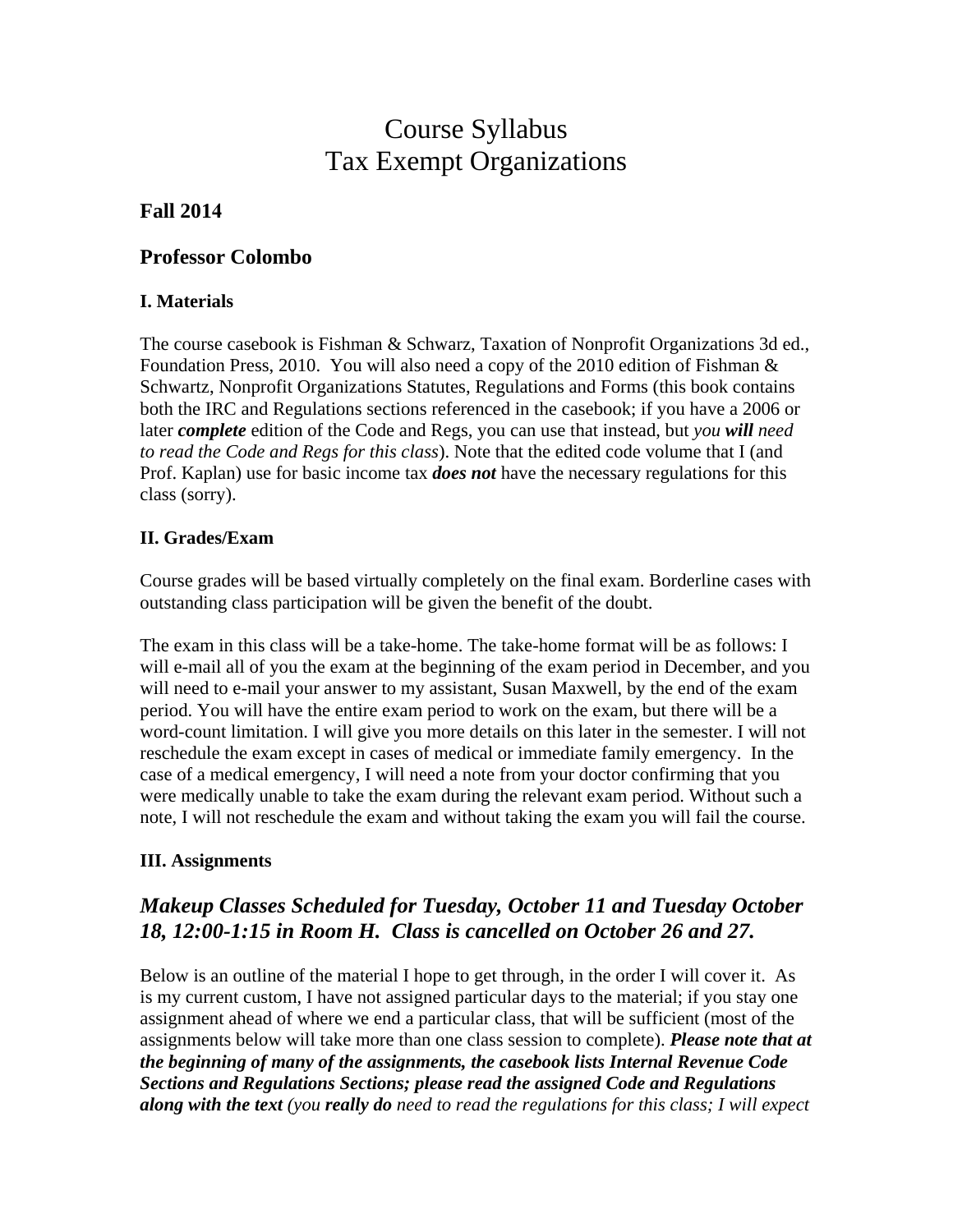# Course Syllabus
# Tax Exempt Organizations

### Fall 2014

## Professor Colombo

### I. Materials

The course casebook is Fishman & Schwarz, Taxation of Nonprofit Organizations 3d ed., Foundation Press, 2010. You will also need a copy of the 2010 edition of Fishman & Schwartz, Nonprofit Organizations Statutes, Regulations and Forms (this book contains both the IRC and Regulations sections referenced in the casebook; if you have a 2006 or later ***complete*** edition of the Code and Regs, you can use that instead, but *you **will** need to read the Code and Regs for this class*). Note that the edited code volume that I (and Prof. Kaplan) use for basic income tax ***does not*** have the necessary regulations for this class (sorry).

### II. Grades/Exam

Course grades will be based virtually completely on the final exam. Borderline cases with outstanding class participation will be given the benefit of the doubt.

The exam in this class will be a take-home. The take-home format will be as follows: I will e-mail all of you the exam at the beginning of the exam period in December, and you will need to e-mail your answer to my assistant, Susan Maxwell, by the end of the exam period. You will have the entire exam period to work on the exam, but there will be a word-count limitation. I will give you more details on this later in the semester. I will not reschedule the exam except in cases of medical or immediate family emergency. In the case of a medical emergency, I will need a note from your doctor confirming that you were medically unable to take the exam during the relevant exam period. Without such a note, I will not reschedule the exam and without taking the exam you will fail the course.

### III. Assignments

## *Makeup Classes Scheduled for Tuesday, October 11 and Tuesday October 18, 12:00-1:15 in Room H. Class is cancelled on October 26 and 27.*

Below is an outline of the material I hope to get through, in the order I will cover it. As is my current custom, I have not assigned particular days to the material; if you stay one assignment ahead of where we end a particular class, that will be sufficient (most of the assignments below will take more than one class session to complete). ***Please note that at the beginning of many of the assignments, the casebook lists Internal Revenue Code Sections and Regulations Sections; please read the assigned Code and Regulations along with the text*** *(you **really do** need to read the regulations for this class; I will expect*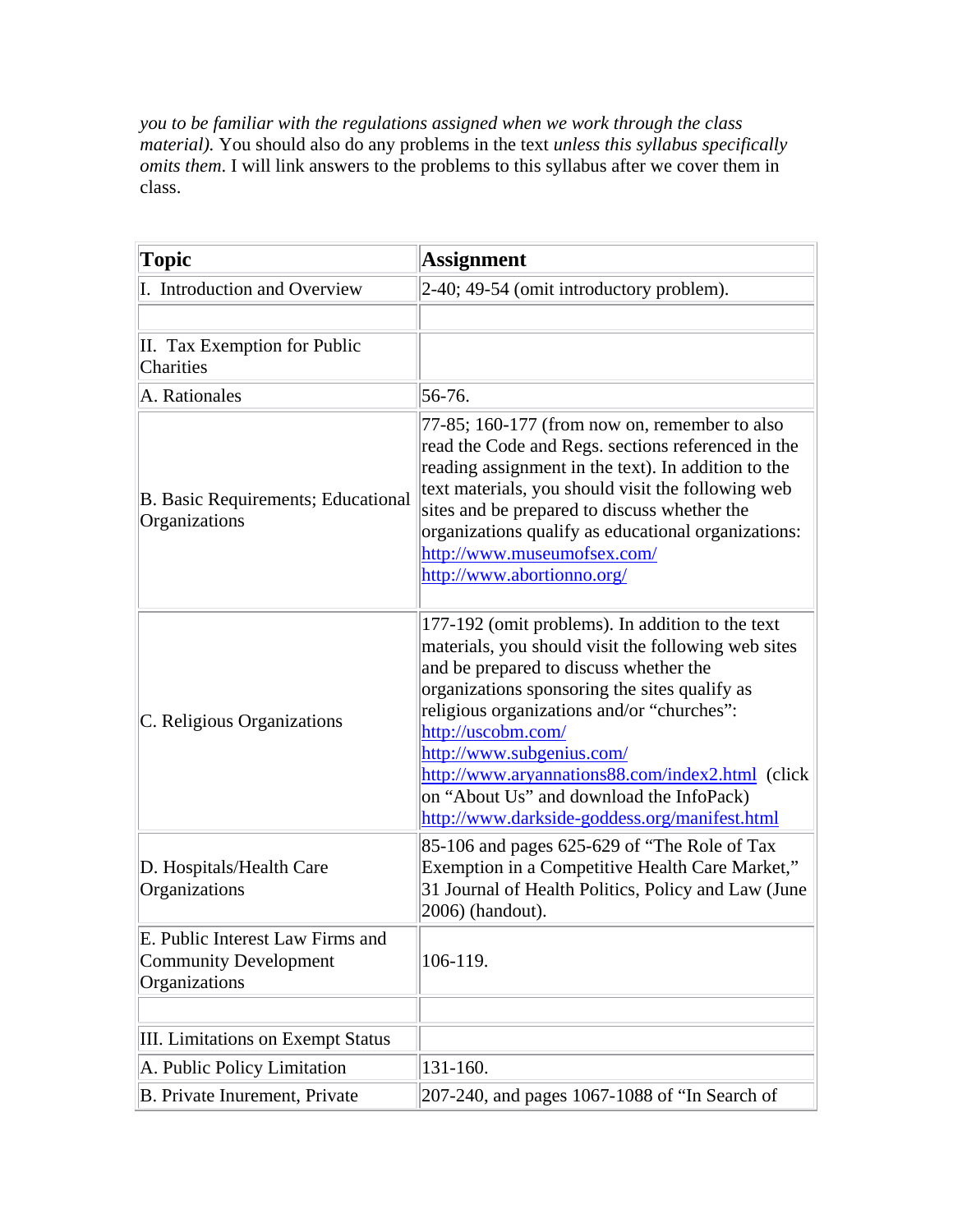*you to be familiar with the regulations assigned when we work through the class material).* You should also do any problems in the text *unless this syllabus specifically omits them.* I will link answers to the problems to this syllabus after we cover them in class.

| Topic | Assignment |
|---|---|
| I. Introduction and Overview | 2-40; 49-54 (omit introductory problem). |
| | |
| II. Tax Exemption for Public Charities | |
| A. Rationales | 56-76. |
| B. Basic Requirements; Educational Organizations | 77-85; 160-177 (from now on, remember to also read the Code and Regs. sections referenced in the reading assignment in the text). In addition to the text materials, you should visit the following web sites and be prepared to discuss whether the organizations qualify as educational organizations: [http://www.museumofsex.com/](http://www.museumofsex.com/) [http://www.abortionno.org/](http://www.abortionno.org/) |
| C. Religious Organizations | 177-192 (omit problems). In addition to the text materials, you should visit the following web sites and be prepared to discuss whether the organizations sponsoring the sites qualify as religious organizations and/or "churches": [http://uscobm.com/](http://uscobm.com/) [http://www.subgenius.com/](http://www.subgenius.com/) [http://www.aryannations88.com/index2.html](http://www.aryannations88.com/index2.html) (click on "About Us" and download the InfoPack) [http://www.darkside-goddess.org/manifest.html](http://www.darkside-goddess.org/manifest.html) |
| D. Hospitals/Health Care Organizations | 85-106 and pages 625-629 of "The Role of Tax Exemption in a Competitive Health Care Market," 31 Journal of Health Politics, Policy and Law (June 2006) (handout). |
| E. Public Interest Law Firms and Community Development Organizations | 106-119. |
| | |
| III. Limitations on Exempt Status | |
| A. Public Policy Limitation | 131-160. |
| B. Private Inurement, Private | 207-240, and pages 1067-1088 of "In Search of |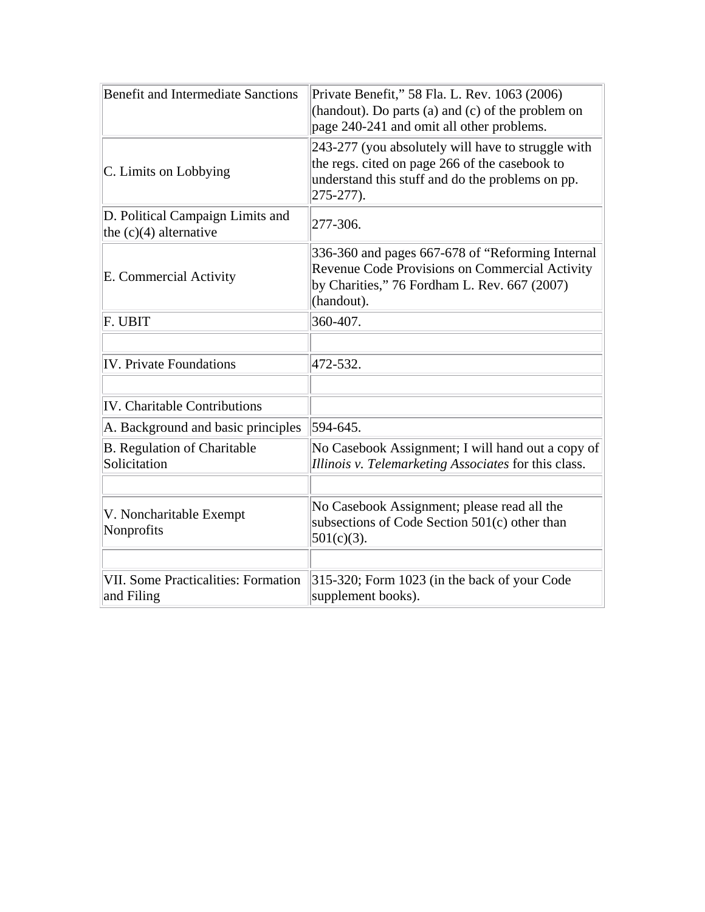| | |
|---|---|
| Benefit and Intermediate Sanctions | Private Benefit," 58 Fla. L. Rev. 1063 (2006) (handout). Do parts (a) and (c) of the problem on page 240-241 and omit all other problems. |
| C. Limits on Lobbying | 243-277 (you absolutely will have to struggle with the regs. cited on page 266 of the casebook to understand this stuff and do the problems on pp. 275-277). |
| D. Political Campaign Limits and the (c)(4) alternative | 277-306. |
| E. Commercial Activity | 336-360 and pages 667-678 of "Reforming Internal Revenue Code Provisions on Commercial Activity by Charities," 76 Fordham L. Rev. 667 (2007) (handout). |
| F. UBIT | 360-407. |
| | |
| IV. Private Foundations | 472-532. |
| | |
| IV. Charitable Contributions | |
| A. Background and basic principles | 594-645. |
| B. Regulation of Charitable Solicitation | No Casebook Assignment; I will hand out a copy of *Illinois v. Telemarketing Associates* for this class. |
| | |
| V. Noncharitable Exempt Nonprofits | No Casebook Assignment; please read all the subsections of Code Section 501(c) other than 501(c)(3). |
| | |
| VII. Some Practicalities: Formation and Filing | 315-320; Form 1023 (in the back of your Code supplement books). |